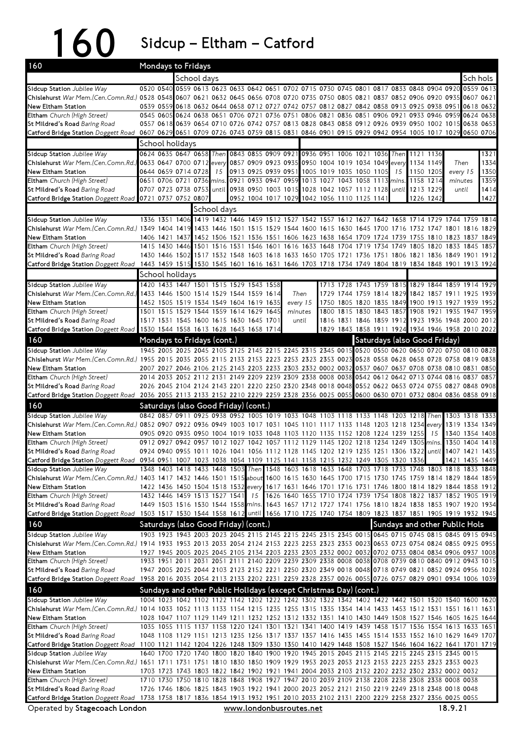# 160 Sidcup – Eltham – Catford

## Mondays to Fridays

| Stop | | | School days | | | | | | | | | | | | | | | | Sch hols | |
|---|---|---|---|---|---|---|---|---|---|---|---|---|---|---|---|---|---|---|---|---|
| **Sidcup Station** *Jubilee Way* | 0520 | 0540 | 0559 | 0613 | 0623 | 0633 | 0642 | 0651 | 0702 | 0715 | 0730 | 0745 | 0801 | 0817 | 0833 | 0848 | 0904 | 0920 | 0559 | 0613 |
| **Chislehurst** *War Mem.(Cen.Comn.Rd.)* | 0528 | 0548 | 0607 | 0621 | 0632 | 0645 | 0656 | 0708 | 0720 | 0735 | 0750 | 0805 | 0821 | 0837 | 0852 | 0906 | 0920 | 0935 | 0607 | 0621 |
| **New Eltham Station** | 0539 | 0559 | 0618 | 0632 | 0644 | 0658 | 0712 | 0727 | 0742 | 0757 | 0812 | 0827 | 0842 | 0858 | 0913 | 0925 | 0938 | 0951 | 0618 | 0632 |
| **Eltham** *Church (High Street)* | 0545 | 0605 | 0624 | 0638 | 0651 | 0706 | 0721 | 0736 | 0751 | 0806 | 0821 | 0836 | 0851 | 0906 | 0921 | 0933 | 0946 | 0959 | 0624 | 0638 |
| **St Mildred's Road** *Baring Road* | 0557 | 0618 | 0639 | 0654 | 0710 | 0726 | 0742 | 0757 | 0813 | 0828 | 0843 | 0858 | 0912 | 0926 | 0939 | 0950 | 1002 | 1015 | 0638 | 0653 |
| **Catford Bridge Station** *Doggett Road* | 0607 | 0629 | 0651 | 0709 | 0726 | 0743 | 0759 | 0815 | 0831 | 0846 | 0901 | 0915 | 0929 | 0942 | 0954 | 1005 | 1017 | 1029 | 0650 | 0706 |

| Stop | School holidays | | | | | | | | | | | | | | | | | | |
|---|---|---|---|---|---|---|---|---|---|---|---|---|---|---|---|---|---|---|---|
| **Sidcup Station** *Jubilee Way* | 0624 | 0635 | 0647 | 0658 | Then | 0843 | 0855 | 0909 | 0921 | 0936 | 0951 | 1006 | 1021 | 1036 | Then | 1121 | 1136 | Then | 1321 |
| **Chislehurst** *War Mem.(Cen.Comn.Rd.)* | 0633 | 0647 | 0700 | 0712 | every | 0857 | 0909 | 0923 | 0935 | 0950 | 1004 | 1019 | 1034 | 1049 | every | 1134 | 1149 | every 15 | 1334 |
| **New Eltham Station** | 0644 | 0659 | 0714 | 0728 | 15 | 0913 | 0925 | 0939 | 0951 | 1005 | 1019 | 1035 | 1050 | 1105 | 15 | 1150 | 1205 | minutes | 1350 |
| **Eltham** *Church (High Street)* | 0651 | 0706 | 0721 | 0736 | mins. | 0921 | 0933 | 0947 | 0959 | 1013 | 1027 | 1043 | 1058 | 1113 | mins. | 1158 | 1214 | until | 1359 |
| **St Mildred's Road** *Baring Road* | 0707 | 0723 | 0738 | 0753 | until | 0938 | 0950 | 1003 | 1015 | 1028 | 1042 | 1057 | 1112 | 1128 | until | 1213 | 1229 | | 1414 |
| **Catford Bridge Station** *Doggett Road* | 0721 | 0737 | 0752 | 0807 | | 0952 | 1004 | 1017 | 1029 | 1042 | 1056 | 1110 | 1125 | 1141 | | 1226 | 1242 | | 1427 |

| Stop | | | | School days | | | | | | | | | | | | | | | | |
|---|---|---|---|---|---|---|---|---|---|---|---|---|---|---|---|---|---|---|---|---|
| **Sidcup Station** *Jubilee Way* | 1336 | 1351 | 1406 | 1419 | 1432 | 1446 | 1459 | 1512 | 1527 | 1542 | 1557 | 1612 | 1627 | 1642 | 1658 | 1714 | 1729 | 1744 | 1759 | 1814 |
| **Chislehurst** *War Mem.(Cen.Comn.Rd.)* | 1349 | 1404 | 1419 | 1433 | 1446 | 1501 | 1515 | 1529 | 1544 | 1600 | 1615 | 1630 | 1645 | 1700 | 1716 | 1732 | 1747 | 1801 | 1816 | 1829 |
| **New Eltham Station** | 1406 | 1421 | 1437 | 1452 | 1506 | 1521 | 1536 | 1551 | 1606 | 1623 | 1638 | 1654 | 1709 | 1724 | 1739 | 1755 | 1810 | 1823 | 1837 | 1849 |
| **Eltham** *Church (High Street)* | 1415 | 1430 | 1446 | 1501 | 1516 | 1531 | 1546 | 1601 | 1616 | 1633 | 1648 | 1704 | 1719 | 1734 | 1749 | 1805 | 1820 | 1833 | 1845 | 1857 |
| **St Mildred's Road** *Baring Road* | 1430 | 1446 | 1502 | 1517 | 1532 | 1548 | 1603 | 1618 | 1633 | 1650 | 1705 | 1721 | 1736 | 1751 | 1806 | 1821 | 1836 | 1849 | 1901 | 1912 |
| **Catford Bridge Station** *Doggett Road* | 1443 | 1459 | 1515 | 1530 | 1545 | 1601 | 1616 | 1631 | 1646 | 1703 | 1718 | 1734 | 1749 | 1804 | 1819 | 1834 | 1848 | 1901 | 1913 | 1924 |

| Stop | School holidays | | | | | | | | | | | | | | | | | | |
|---|---|---|---|---|---|---|---|---|---|---|---|---|---|---|---|---|---|---|---|
| **Sidcup Station** *Jubilee Way* | 1420 | 1433 | 1447 | 1501 | 1515 | 1529 | 1543 | 1558 | Then | 1713 | 1728 | 1743 | 1759 | 1815 | 1829 | 1844 | 1859 | 1914 | 1929 |
| **Chislehurst** *War Mem.(Cen.Comn.Rd.)* | 1433 | 1446 | 1500 | 1514 | 1529 | 1544 | 1559 | 1614 | every 15 | 1729 | 1744 | 1759 | 1814 | 1829 | 1842 | 1857 | 1911 | 1925 | 1939 |
| **New Eltham Station** | 1452 | 1505 | 1519 | 1534 | 1549 | 1604 | 1619 | 1635 | minutes | 1750 | 1805 | 1820 | 1835 | 1849 | 1900 | 1913 | 1927 | 1939 | 1952 |
| **Eltham** *Church (High Street)* | 1501 | 1515 | 1529 | 1544 | 1559 | 1614 | 1629 | 1645 | until | 1800 | 1815 | 1830 | 1843 | 1857 | 1908 | 1921 | 1935 | 1947 | 1959 |
| **St Mildred's Road** *Baring Road* | 1517 | 1531 | 1545 | 1600 | 1615 | 1630 | 1645 | 1701 | | 1816 | 1831 | 1846 | 1859 | 1912 | 1923 | 1936 | 1948 | 2000 | 2012 |
| **Catford Bridge Station** *Doggett Road* | 1530 | 1544 | 1558 | 1613 | 1628 | 1643 | 1658 | 1714 | | 1829 | 1843 | 1858 | 1911 | 1924 | 1934 | 1946 | 1958 | 2010 | 2022 |

## Mondays to Fridays (cont.) / Saturdays (also Good Friday)

| Stop | Mondays to Fridays (cont.) | | | | | | | | | | | | Saturdays (also Good Friday) | | | | | | | |
|---|---|---|---|---|---|---|---|---|---|---|---|---|---|---|---|---|---|---|---|---|
| **Sidcup Station** *Jubilee Way* | 1945 | 2005 | 2025 | 2045 | 2105 | 2125 | 2145 | 2215 | 2245 | 2315 | 2345 | 0015 | 0520 | 0550 | 0620 | 0650 | 0720 | 0750 | 0810 | 0828 |
| **Chislehurst** *War Mem.(Cen.Comn.Rd.)* | 1955 | 2015 | 2035 | 2055 | 2115 | 2133 | 2153 | 2223 | 2253 | 2323 | 2353 | 0023 | 0528 | 0558 | 0628 | 0658 | 0728 | 0758 | 0819 | 0838 |
| **New Eltham Station** | 2007 | 2027 | 2046 | 2106 | 2125 | 2143 | 2203 | 2233 | 2303 | 2332 | 0002 | 0032 | 0537 | 0607 | 0637 | 0708 | 0738 | 0810 | 0831 | 0850 |
| **Eltham** *Church (High Street)* | 2014 | 2033 | 2052 | 2112 | 2131 | 2149 | 2209 | 2239 | 2309 | 2338 | 0008 | 0038 | 0542 | 0612 | 0642 | 0713 | 0744 | 0816 | 0837 | 0857 |
| **St Mildred's Road** *Baring Road* | 2026 | 2045 | 2104 | 2124 | 2143 | 2201 | 2220 | 2250 | 2320 | 2348 | 0018 | 0048 | 0552 | 0622 | 0653 | 0724 | 0755 | 0827 | 0848 | 0908 |
| **Catford Bridge Station** *Doggett Road* | 2036 | 2055 | 2113 | 2133 | 2152 | 2210 | 2229 | 2259 | 2328 | 2356 | 0025 | 0055 | 0600 | 0630 | 0701 | 0732 | 0804 | 0836 | 0858 | 0918 |

## Saturdays (also Good Friday) (cont.)

| Stop | | | | | | | | | | | | | | | | | | | | |
|---|---|---|---|---|---|---|---|---|---|---|---|---|---|---|---|---|---|---|---|---|
| **Sidcup Station** *Jubilee Way* | 0842 | 0857 | 0911 | 0925 | 0938 | 0952 | 1005 | 1019 | 1033 | 1048 | 1103 | 1118 | 1133 | 1148 | 1203 | 1218 | Then | 1303 | 1318 | 1333 |
| **Chislehurst** *War Mem.(Cen.Comn.Rd.)* | 0852 | 0907 | 0922 | 0936 | 0949 | 1003 | 1017 | 1031 | 1045 | 1101 | 1117 | 1133 | 1148 | 1203 | 1218 | 1234 | every | 1319 | 1334 | 1349 |
| **New Eltham Station** | 0905 | 0920 | 0935 | 0950 | 1004 | 1019 | 1033 | 1048 | 1103 | 1120 | 1135 | 1152 | 1208 | 1224 | 1239 | 1255 | 15 | 1340 | 1354 | 1408 |
| **Eltham** *Church (High Street)* | 0912 | 0927 | 0942 | 0957 | 1012 | 1027 | 1042 | 1057 | 1112 | 1129 | 1145 | 1202 | 1218 | 1234 | 1249 | 1305 | mins. | 1350 | 1404 | 1418 |
| **St Mildred's Road** *Baring Road* | 0924 | 0940 | 0955 | 1011 | 1026 | 1041 | 1056 | 1112 | 1128 | 1145 | 1202 | 1219 | 1235 | 1251 | 1306 | 1322 | until | 1407 | 1421 | 1435 |
| **Catford Bridge Station** *Doggett Road* | 0934 | 0951 | 1007 | 1023 | 1038 | 1054 | 1109 | 1125 | 1141 | 1158 | 1215 | 1232 | 1249 | 1305 | 1320 | 1336 | | 1421 | 1435 | 1449 |

| Stop | | | | | | | | | | | | | | | | | | | | |
|---|---|---|---|---|---|---|---|---|---|---|---|---|---|---|---|---|---|---|---|---|
| **Sidcup Station** *Jubilee Way* | 1348 | 1403 | 1418 | 1433 | 1448 | 1503 | Then | 1548 | 1603 | 1618 | 1633 | 1648 | 1703 | 1718 | 1733 | 1748 | 1803 | 1818 | 1833 | 1848 |
| **Chislehurst** *War Mem.(Cen.Comn.Rd.)* | 1403 | 1417 | 1432 | 1446 | 1501 | 1515 | about | 1600 | 1615 | 1630 | 1645 | 1700 | 1715 | 1730 | 1745 | 1759 | 1814 | 1829 | 1844 | 1859 |
| **New Eltham Station** | 1422 | 1436 | 1450 | 1504 | 1518 | 1532 | every | 1617 | 1631 | 1646 | 1701 | 1716 | 1731 | 1746 | 1800 | 1814 | 1829 | 1844 | 1858 | 1912 |
| **Eltham** *Church (High Street)* | 1432 | 1446 | 1459 | 1513 | 1527 | 1541 | 15 | 1626 | 1640 | 1655 | 1710 | 1724 | 1739 | 1754 | 1808 | 1822 | 1837 | 1852 | 1905 | 1919 |
| **St Mildred's Road** *Baring Road* | 1449 | 1503 | 1516 | 1530 | 1544 | 1558 | mins. | 1643 | 1657 | 1712 | 1727 | 1741 | 1756 | 1810 | 1824 | 1838 | 1853 | 1907 | 1920 | 1934 |
| **Catford Bridge Station** *Doggett Road* | 1503 | 1517 | 1530 | 1544 | 1558 | 1612 | until | 1656 | 1710 | 1725 | 1740 | 1754 | 1809 | 1823 | 1837 | 1851 | 1905 | 1919 | 1932 | 1945 |

| Stop | Saturdays (also Good Friday) (cont.) | | | | | | | | | | | | | Sundays and other Public Hols | | | | | | |
|---|---|---|---|---|---|---|---|---|---|---|---|---|---|---|---|---|---|---|---|---|
| **Sidcup Station** *Jubilee Way* | 1903 | 1923 | 1943 | 2003 | 2023 | 2045 | 2115 | 2145 | 2215 | 2245 | 2315 | 2345 | 0015 | 0645 | 0715 | 0745 | 0815 | 0845 | 0915 | 0945 |
| **Chislehurst** *War Mem.(Cen.Comn.Rd.)* | 1914 | 1933 | 1953 | 2013 | 2033 | 2054 | 2124 | 2153 | 2223 | 2253 | 2323 | 2353 | 0023 | 0653 | 0723 | 0754 | 0824 | 0855 | 0925 | 0955 |
| **New Eltham Station** | 1927 | 1945 | 2005 | 2025 | 2045 | 2105 | 2134 | 2203 | 2233 | 2303 | 2332 | 0002 | 0032 | 0702 | 0733 | 0804 | 0834 | 0906 | 0937 | 1008 |
| **Eltham** *Church (High Street)* | 1933 | 1951 | 2011 | 2031 | 2051 | 2111 | 2140 | 2209 | 2239 | 2309 | 2338 | 0008 | 0038 | 0708 | 0739 | 0810 | 0840 | 0912 | 0943 | 1015 |
| **St Mildred's Road** *Baring Road* | 1947 | 2005 | 2025 | 2044 | 2103 | 2123 | 2152 | 2221 | 2250 | 2320 | 2349 | 0018 | 0048 | 0718 | 0749 | 0821 | 0852 | 0924 | 0956 | 1028 |
| **Catford Bridge Station** *Doggett Road* | 1958 | 2016 | 2035 | 2054 | 2113 | 2133 | 2202 | 2231 | 2259 | 2328 | 2357 | 0026 | 0055 | 0726 | 0757 | 0829 | 0901 | 0934 | 1006 | 1039 |

## Sundays and other Public Holidays (except Christmas Day) (cont.)

| Stop | | | | | | | | | | | | | | | | | | | | |
|---|---|---|---|---|---|---|---|---|---|---|---|---|---|---|---|---|---|---|---|---|
| **Sidcup Station** *Jubilee Way* | 1004 | 1023 | 1042 | 1102 | 1122 | 1142 | 1202 | 1222 | 1242 | 1302 | 1322 | 1342 | 1402 | 1422 | 1442 | 1501 | 1520 | 1540 | 1600 | 1620 |
| **Chislehurst** *War Mem.(Cen.Comn.Rd.)* | 1014 | 1033 | 1052 | 1113 | 1133 | 1154 | 1215 | 1235 | 1255 | 1315 | 1335 | 1354 | 1414 | 1433 | 1453 | 1512 | 1531 | 1551 | 1611 | 1631 |
| **New Eltham Station** | 1028 | 1047 | 1107 | 1129 | 1149 | 1211 | 1232 | 1252 | 1312 | 1332 | 1351 | 1410 | 1430 | 1449 | 1508 | 1527 | 1546 | 1605 | 1625 | 1644 |
| **Eltham** *Church (High Street)* | 1035 | 1055 | 1115 | 1137 | 1158 | 1220 | 1241 | 1301 | 1321 | 1341 | 1400 | 1419 | 1439 | 1458 | 1517 | 1536 | 1554 | 1613 | 1633 | 1651 |
| **St Mildred's Road** *Baring Road* | 1048 | 1108 | 1129 | 1151 | 1213 | 1235 | 1256 | 1317 | 1337 | 1357 | 1416 | 1435 | 1455 | 1514 | 1533 | 1552 | 1610 | 1629 | 1649 | 1707 |
| **Catford Bridge Station** *Doggett Road* | 1100 | 1121 | 1142 | 1204 | 1226 | 1248 | 1309 | 1330 | 1350 | 1410 | 1429 | 1448 | 1508 | 1527 | 1546 | 1604 | 1622 | 1641 | 1701 | 1719 |

| Stop | | | | | | | | | | | | | | | | | | | |
|---|---|---|---|---|---|---|---|---|---|---|---|---|---|---|---|---|---|---|---|
| **Sidcup Station** *Jubilee Way* | 1640 | 1700 | 1720 | 1740 | 1800 | 1820 | 1840 | 1900 | 1920 | 1945 | 2015 | 2045 | 2115 | 2145 | 2215 | 2245 | 2315 | 2345 | 0015 |
| **Chislehurst** *War Mem.(Cen.Comn.Rd.)* | 1651 | 1711 | 1731 | 1751 | 1810 | 1830 | 1850 | 1909 | 1929 | 1953 | 2023 | 2053 | 2123 | 2153 | 2223 | 2253 | 2323 | 2353 | 0023 |
| **New Eltham Station** | 1703 | 1723 | 1743 | 1803 | 1822 | 1842 | 1902 | 1921 | 1941 | 2004 | 2033 | 2103 | 2132 | 2202 | 2232 | 2302 | 2332 | 0002 | 0032 |
| **Eltham** *Church (High Street)* | 1710 | 1730 | 1750 | 1810 | 1828 | 1848 | 1908 | 1927 | 1947 | 2010 | 2039 | 2109 | 2138 | 2208 | 2238 | 2308 | 2338 | 0008 | 0038 |
| **St Mildred's Road** *Baring Road* | 1726 | 1746 | 1806 | 1825 | 1843 | 1903 | 1922 | 1941 | 2000 | 2023 | 2052 | 2121 | 2150 | 2219 | 2249 | 2318 | 2348 | 0018 | 0048 |
| **Catford Bridge Station** *Doggett Road* | 1738 | 1758 | 1817 | 1836 | 1854 | 1913 | 1932 | 1951 | 2010 | 2033 | 2102 | 2131 | 2200 | 2229 | 2258 | 2327 | 2356 | 0025 | 0055 |

Operated by **Stagecoach London** — www.londonbusroutes.net — 18.9.21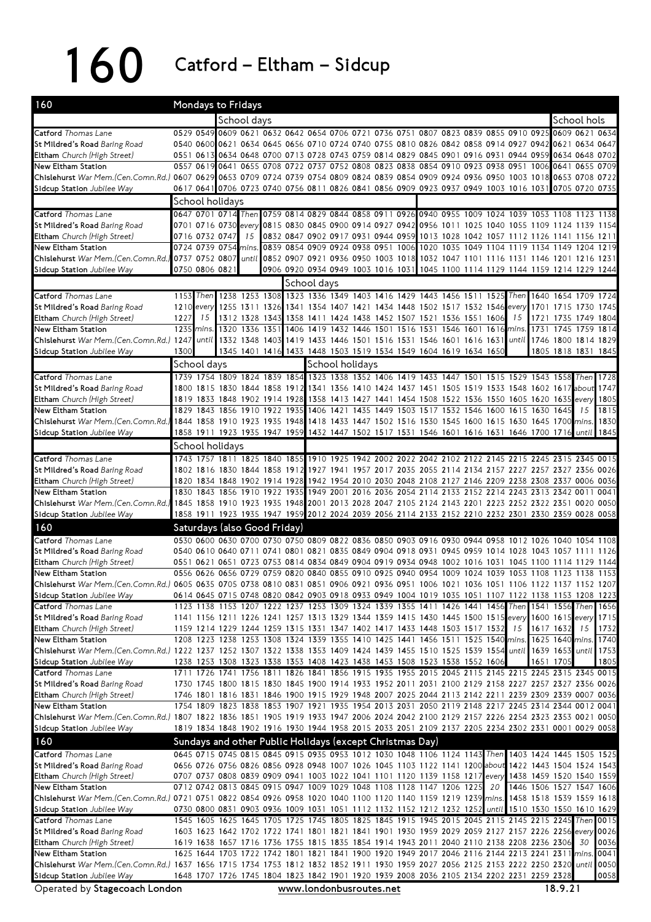# 160 Catford – Eltham – Sidcup

## Mondays to Fridays

| 160 | School days | | | | | | | | | | | | | | | | | School hols | | |
|---|---|---|---|---|---|---|---|---|---|---|---|---|---|---|---|---|---|---|---|---|
| Catford *Thomas Lane* | 0529 | 0549 | 0609 | 0621 | 0632 | 0642 | 0654 | 0706 | 0721 | 0736 | 0751 | 0807 | 0823 | 0839 | 0855 | 0910 | 0925 | 0609 | 0621 | 0634 |
| St Mildred's Road *Baring Road* | 0540 | 0600 | 0621 | 0634 | 0645 | 0656 | 0710 | 0724 | 0740 | 0755 | 0810 | 0826 | 0842 | 0858 | 0914 | 0927 | 0942 | 0621 | 0634 | 0647 |
| Eltham *Church (High Street)* | 0551 | 0613 | 0634 | 0648 | 0700 | 0713 | 0728 | 0743 | 0759 | 0814 | 0829 | 0845 | 0901 | 0916 | 0931 | 0944 | 0959 | 0634 | 0648 | 0702 |
| New Eltham Station | 0557 | 0619 | 0641 | 0655 | 0708 | 0722 | 0737 | 0752 | 0808 | 0823 | 0838 | 0854 | 0910 | 0923 | 0938 | 0951 | 1006 | 0641 | 0655 | 0709 |
| Chislehurst *War Mem.(Cen.Comn.Rd.)* | 0607 | 0629 | 0653 | 0709 | 0724 | 0739 | 0754 | 0809 | 0824 | 0839 | 0854 | 0909 | 0924 | 0936 | 0950 | 1003 | 1018 | 0653 | 0708 | 0722 |
| Sidcup Station *Jubilee Way* | 0617 | 0641 | 0706 | 0723 | 0740 | 0756 | 0811 | 0826 | 0841 | 0856 | 0909 | 0923 | 0937 | 0949 | 1003 | 1016 | 1031 | 0705 | 0720 | 0735 |

| | School holidays | | | | | | | | | | | | | | | | | | | |
|---|---|---|---|---|---|---|---|---|---|---|---|---|---|---|---|---|---|---|---|---|
| Catford *Thomas Lane* | 0647 | 0701 | 0714 | Then | 0759 | 0814 | 0829 | 0844 | 0858 | 0911 | 0926 | 0940 | 0955 | 1009 | 1024 | 1039 | 1053 | 1108 | 1123 | 1138 |
| St Mildred's Road *Baring Road* | 0701 | 0716 | 0730 | every | 0815 | 0830 | 0845 | 0900 | 0914 | 0927 | 0942 | 0956 | 1011 | 1025 | 1040 | 1055 | 1109 | 1124 | 1139 | 1154 |
| Eltham *Church (High Street)* | 0716 | 0732 | 0747 | 15 | 0832 | 0847 | 0902 | 0917 | 0931 | 0944 | 0959 | 1013 | 1028 | 1042 | 1057 | 1112 | 1126 | 1141 | 1156 | 1211 |
| New Eltham Station | 0724 | 0739 | 0754 | mins. | 0839 | 0854 | 0909 | 0924 | 0938 | 0951 | 1006 | 1020 | 1035 | 1049 | 1104 | 1119 | 1134 | 1149 | 1204 | 1219 |
| Chislehurst *War Mem.(Cen.Comn.Rd.)* | 0737 | 0752 | 0807 | until | 0852 | 0907 | 0921 | 0936 | 0950 | 1003 | 1018 | 1032 | 1047 | 1101 | 1116 | 1131 | 1146 | 1201 | 1216 | 1231 |
| Sidcup Station *Jubilee Way* | 0750 | 0806 | 0821 | | 0906 | 0920 | 0934 | 0949 | 1003 | 1016 | 1031 | 1045 | 1100 | 1114 | 1129 | 1144 | 1159 | 1214 | 1229 | 1244 |

| | | | | | | School days | | | | | | | | | | | | | | |
|---|---|---|---|---|---|---|---|---|---|---|---|---|---|---|---|---|---|---|---|---|
| Catford *Thomas Lane* | 1153 | Then | 1238 | 1253 | 1308 | 1323 | 1336 | 1349 | 1403 | 1416 | 1429 | 1443 | 1456 | 1511 | 1525 | Then | 1640 | 1654 | 1709 | 1724 |
| St Mildred's Road *Baring Road* | 1210 | every | 1255 | 1311 | 1326 | 1341 | 1354 | 1407 | 1421 | 1434 | 1448 | 1502 | 1517 | 1532 | 1546 | every | 1701 | 1715 | 1730 | 1745 |
| Eltham *Church (High Street)* | 1227 | 15 | 1312 | 1328 | 1343 | 1358 | 1411 | 1424 | 1438 | 1452 | 1507 | 1521 | 1536 | 1551 | 1606 | 15 | 1721 | 1735 | 1749 | 1804 |
| New Eltham Station | 1235 | mins. | 1320 | 1336 | 1351 | 1406 | 1419 | 1432 | 1446 | 1501 | 1516 | 1531 | 1546 | 1601 | 1616 | mins. | 1731 | 1745 | 1759 | 1814 |
| Chislehurst *War Mem.(Cen.Comn.Rd.)* | 1247 | until | 1332 | 1348 | 1403 | 1419 | 1433 | 1446 | 1501 | 1516 | 1531 | 1546 | 1601 | 1616 | 1631 | until | 1746 | 1800 | 1814 | 1829 |
| Sidcup Station *Jubilee Way* | 1300 | | 1345 | 1401 | 1416 | 1433 | 1448 | 1503 | 1519 | 1534 | 1549 | 1604 | 1619 | 1634 | 1650 | | 1805 | 1818 | 1831 | 1845 |

| | School days | | | | | | School holidays | | | | | | | | | | | | | |
|---|---|---|---|---|---|---|---|---|---|---|---|---|---|---|---|---|---|---|---|---|
| Catford *Thomas Lane* | 1739 | 1754 | 1809 | 1824 | 1839 | 1854 | 1323 | 1338 | 1352 | 1406 | 1419 | 1433 | 1447 | 1501 | 1515 | 1529 | 1543 | 1558 | Then | 1728 |
| St Mildred's Road *Baring Road* | 1800 | 1815 | 1830 | 1844 | 1858 | 1912 | 1341 | 1356 | 1410 | 1424 | 1437 | 1451 | 1505 | 1519 | 1533 | 1548 | 1602 | 1617 | about | 1747 |
| Eltham *Church (High Street)* | 1819 | 1833 | 1848 | 1902 | 1914 | 1928 | 1358 | 1413 | 1427 | 1441 | 1454 | 1508 | 1522 | 1536 | 1550 | 1605 | 1620 | 1635 | every | 1805 |
| New Eltham Station | 1829 | 1843 | 1856 | 1910 | 1922 | 1935 | 1406 | 1421 | 1435 | 1449 | 1503 | 1517 | 1532 | 1546 | 1600 | 1615 | 1630 | 1645 | 15 | 1815 |
| Chislehurst *War Mem.(Cen.Comn.Rd.)* | 1844 | 1858 | 1910 | 1923 | 1935 | 1948 | 1418 | 1433 | 1447 | 1502 | 1516 | 1530 | 1545 | 1600 | 1615 | 1630 | 1645 | 1700 | mins. | 1830 |
| Sidcup Station *Jubilee Way* | 1858 | 1911 | 1923 | 1935 | 1947 | 1959 | 1432 | 1447 | 1502 | 1517 | 1531 | 1546 | 1601 | 1616 | 1631 | 1646 | 1700 | 1716 | until | 1845 |

| | School holidays | | | | | | | | | | | | | | | | | | | |
|---|---|---|---|---|---|---|---|---|---|---|---|---|---|---|---|---|---|---|---|---|
| Catford *Thomas Lane* | 1743 | 1757 | 1811 | 1825 | 1840 | 1855 | 1910 | 1925 | 1942 | 2002 | 2022 | 2042 | 2102 | 2122 | 2145 | 2215 | 2245 | 2315 | 2345 | 0015 |
| St Mildred's Road *Baring Road* | 1802 | 1816 | 1830 | 1844 | 1858 | 1912 | 1927 | 1941 | 1957 | 2017 | 2035 | 2055 | 2114 | 2134 | 2157 | 2227 | 2257 | 2327 | 2356 | 0026 |
| Eltham *Church (High Street)* | 1820 | 1834 | 1848 | 1902 | 1914 | 1928 | 1942 | 1954 | 2010 | 2030 | 2048 | 2108 | 2127 | 2146 | 2209 | 2238 | 2308 | 2337 | 0006 | 0036 |
| New Eltham Station | 1830 | 1843 | 1856 | 1910 | 1922 | 1935 | 1949 | 2001 | 2016 | 2036 | 2054 | 2114 | 2133 | 2152 | 2214 | 2243 | 2313 | 2342 | 0011 | 0041 |
| Chislehurst *War Mem.(Cen.Comn.Rd.)* | 1845 | 1858 | 1910 | 1923 | 1935 | 1948 | 2001 | 2013 | 2028 | 2047 | 2105 | 2124 | 2143 | 2201 | 2223 | 2252 | 2322 | 2351 | 0020 | 0050 |
| Sidcup Station *Jubilee Way* | 1858 | 1911 | 1923 | 1935 | 1947 | 1959 | 2012 | 2024 | 2039 | 2056 | 2114 | 2133 | 2152 | 2210 | 2232 | 2301 | 2330 | 2359 | 0028 | 0058 |

## Saturdays (also Good Friday)

| 160 | | | | | | | | | | | | | | | | | | | | |
|---|---|---|---|---|---|---|---|---|---|---|---|---|---|---|---|---|---|---|---|---|
| Catford *Thomas Lane* | 0530 | 0600 | 0630 | 0700 | 0730 | 0750 | 0809 | 0822 | 0836 | 0850 | 0903 | 0916 | 0930 | 0944 | 0958 | 1012 | 1026 | 1040 | 1054 | 1108 |
| St Mildred's Road *Baring Road* | 0540 | 0610 | 0640 | 0711 | 0741 | 0801 | 0821 | 0835 | 0849 | 0904 | 0918 | 0931 | 0945 | 0959 | 1014 | 1028 | 1043 | 1057 | 1111 | 1126 |
| Eltham *Church (High Street)* | 0551 | 0621 | 0651 | 0723 | 0753 | 0814 | 0834 | 0849 | 0904 | 0919 | 0934 | 0948 | 1002 | 1016 | 1031 | 1045 | 1100 | 1114 | 1129 | 1144 |
| New Eltham Station | 0556 | 0626 | 0656 | 0729 | 0759 | 0820 | 0840 | 0855 | 0910 | 0925 | 0940 | 0954 | 1009 | 1024 | 1039 | 1053 | 1108 | 1123 | 1138 | 1153 |
| Chislehurst *War Mem.(Cen.Comn.Rd.)* | 0605 | 0635 | 0705 | 0738 | 0810 | 0831 | 0851 | 0906 | 0921 | 0936 | 0951 | 1006 | 1021 | 1036 | 1051 | 1106 | 1122 | 1137 | 1152 | 1207 |
| Sidcup Station *Jubilee Way* | 0614 | 0645 | 0715 | 0748 | 0820 | 0842 | 0903 | 0918 | 0933 | 0949 | 1004 | 1019 | 1035 | 1051 | 1107 | 1122 | 1138 | 1153 | 1208 | 1223 |
| Catford *Thomas Lane* | 1123 | 1138 | 1153 | 1207 | 1222 | 1237 | 1253 | 1309 | 1324 | 1339 | 1355 | 1411 | 1426 | 1441 | 1456 | Then | 1541 | 1556 | Then | 1656 |
| St Mildred's Road *Baring Road* | 1141 | 1156 | 1211 | 1226 | 1241 | 1257 | 1313 | 1329 | 1344 | 1359 | 1415 | 1430 | 1445 | 1500 | 1515 | every | 1600 | 1615 | every | 1715 |
| Eltham *Church (High Street)* | 1159 | 1214 | 1229 | 1244 | 1259 | 1315 | 1331 | 1347 | 1402 | 1417 | 1433 | 1448 | 1503 | 1517 | 1532 | 15 | 1617 | 1632 | 15 | 1732 |
| New Eltham Station | 1208 | 1223 | 1238 | 1253 | 1308 | 1324 | 1339 | 1355 | 1410 | 1425 | 1441 | 1456 | 1511 | 1525 | 1540 | mins. | 1625 | 1640 | mins. | 1740 |
| Chislehurst *War Mem.(Cen.Comn.Rd.)* | 1222 | 1237 | 1252 | 1307 | 1322 | 1338 | 1353 | 1409 | 1424 | 1439 | 1455 | 1510 | 1525 | 1539 | 1554 | until | 1639 | 1653 | until | 1753 |
| Sidcup Station *Jubilee Way* | 1238 | 1253 | 1308 | 1323 | 1338 | 1353 | 1408 | 1423 | 1438 | 1453 | 1508 | 1523 | 1538 | 1552 | 1606 | | 1651 | 1705 | | 1805 |
| Catford *Thomas Lane* | 1711 | 1726 | 1741 | 1756 | 1811 | 1826 | 1841 | 1856 | 1915 | 1935 | 1955 | 2015 | 2045 | 2115 | 2145 | 2215 | 2245 | 2315 | 2345 | 0015 |
| St Mildred's Road *Baring Road* | 1730 | 1745 | 1800 | 1815 | 1830 | 1845 | 1900 | 1914 | 1933 | 1952 | 2011 | 2031 | 2100 | 2129 | 2158 | 2227 | 2257 | 2327 | 2356 | 0026 |
| Eltham *Church (High Street)* | 1746 | 1801 | 1816 | 1831 | 1846 | 1900 | 1915 | 1929 | 1948 | 2007 | 2025 | 2044 | 2113 | 2142 | 2211 | 2239 | 2309 | 2339 | 0007 | 0036 |
| New Eltham Station | 1754 | 1809 | 1823 | 1838 | 1853 | 1907 | 1921 | 1935 | 1954 | 2013 | 2031 | 2050 | 2119 | 2148 | 2217 | 2245 | 2314 | 2344 | 0012 | 0041 |
| Chislehurst *War Mem.(Cen.Comn.Rd.)* | 1807 | 1822 | 1836 | 1851 | 1905 | 1919 | 1933 | 1947 | 2006 | 2024 | 2042 | 2100 | 2129 | 2157 | 2226 | 2254 | 2323 | 2353 | 0021 | 0050 |
| Sidcup Station *Jubilee Way* | 1819 | 1834 | 1848 | 1902 | 1916 | 1930 | 1944 | 1958 | 2015 | 2033 | 2051 | 2109 | 2137 | 2205 | 2234 | 2302 | 2331 | 0001 | 0029 | 0058 |

## Sundays and other Public Holidays (except Christmas Day)

| 160 | | | | | | | | | | | | | | | | | | | | |
|---|---|---|---|---|---|---|---|---|---|---|---|---|---|---|---|---|---|---|---|---|
| Catford *Thomas Lane* | 0645 | 0715 | 0745 | 0815 | 0845 | 0915 | 0935 | 0953 | 1012 | 1030 | 1048 | 1106 | 1124 | 1143 | Then | 1403 | 1424 | 1445 | 1505 | 1525 |
| St Mildred's Road *Baring Road* | 0656 | 0726 | 0756 | 0826 | 0856 | 0928 | 0948 | 1007 | 1026 | 1045 | 1103 | 1122 | 1141 | 1200 | about | 1422 | 1443 | 1504 | 1524 | 1543 |
| Eltham *Church (High Street)* | 0707 | 0737 | 0808 | 0839 | 0909 | 0941 | 1003 | 1022 | 1041 | 1101 | 1120 | 1139 | 1158 | 1217 | every | 1438 | 1459 | 1520 | 1540 | 1559 |
| New Eltham Station | 0712 | 0742 | 0813 | 0845 | 0915 | 0947 | 1009 | 1029 | 1048 | 1108 | 1128 | 1147 | 1206 | 1225 | 20 | 1446 | 1506 | 1527 | 1547 | 1606 |
| Chislehurst *War Mem.(Cen.Comn.Rd.)* | 0721 | 0751 | 0822 | 0854 | 0926 | 0958 | 1020 | 1040 | 1100 | 1120 | 1140 | 1159 | 1219 | 1239 | mins. | 1458 | 1518 | 1539 | 1559 | 1618 |
| Sidcup Station *Jubilee Way* | 0730 | 0800 | 0831 | 0903 | 0936 | 1009 | 1031 | 1051 | 1112 | 1132 | 1152 | 1212 | 1232 | 1252 | until | 1510 | 1530 | 1550 | 1610 | 1629 |
| Catford *Thomas Lane* | 1545 | 1605 | 1625 | 1645 | 1705 | 1725 | 1745 | 1805 | 1825 | 1845 | 1915 | 1945 | 2015 | 2045 | 2115 | 2145 | 2215 | 2245 | Then | 0015 |
| St Mildred's Road *Baring Road* | 1603 | 1623 | 1642 | 1702 | 1722 | 1741 | 1801 | 1821 | 1841 | 1901 | 1930 | 1959 | 2029 | 2059 | 2127 | 2157 | 2226 | 2256 | every | 0026 |
| Eltham *Church (High Street)* | 1619 | 1638 | 1657 | 1716 | 1736 | 1755 | 1815 | 1835 | 1854 | 1914 | 1943 | 2011 | 2040 | 2110 | 2138 | 2208 | 2236 | 2306 | 30 | 0036 |
| New Eltham Station | 1625 | 1644 | 1703 | 1722 | 1742 | 1801 | 1821 | 1841 | 1900 | 1920 | 1949 | 2017 | 2046 | 2116 | 2144 | 2213 | 2241 | 2311 | mins. | 0041 |
| Chislehurst *War Mem.(Cen.Comn.Rd.)* | 1637 | 1656 | 1715 | 1734 | 1753 | 1812 | 1832 | 1852 | 1911 | 1930 | 1959 | 2027 | 2056 | 2125 | 2153 | 2222 | 2250 | 2320 | until | 0050 |
| Sidcup Station *Jubilee Way* | 1648 | 1707 | 1726 | 1745 | 1804 | 1823 | 1842 | 1901 | 1920 | 1939 | 2008 | 2036 | 2105 | 2134 | 2202 | 2231 | 2259 | 2328 | | 0058 |

Operated by **Stagecoach London** www.londonbusroutes.net 18.9.21